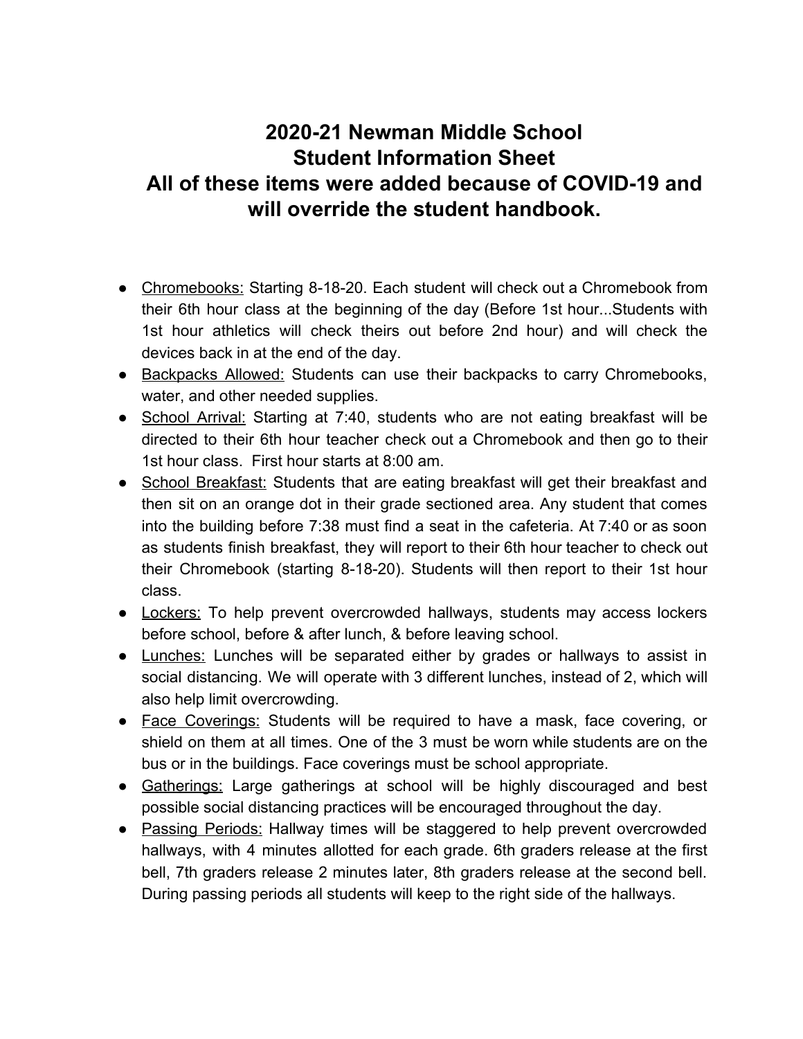# 2020-21 Newman Middle School
# Student Information Sheet
# All of these items were added because of COVID-19 and will override the student handbook.

- <u>Chromebooks:</u> Starting 8-18-20. Each student will check out a Chromebook from their 6th hour class at the beginning of the day (Before 1st hour...Students with 1st hour athletics will check theirs out before 2nd hour) and will check the devices back in at the end of the day.
- <u>Backpacks Allowed:</u> Students can use their backpacks to carry Chromebooks, water, and other needed supplies.
- <u>School Arrival:</u> Starting at 7:40, students who are not eating breakfast will be directed to their 6th hour teacher check out a Chromebook and then go to their 1st hour class. First hour starts at 8:00 am.
- <u>School Breakfast:</u> Students that are eating breakfast will get their breakfast and then sit on an orange dot in their grade sectioned area. Any student that comes into the building before 7:38 must find a seat in the cafeteria. At 7:40 or as soon as students finish breakfast, they will report to their 6th hour teacher to check out their Chromebook (starting 8-18-20). Students will then report to their 1st hour class.
- <u>Lockers:</u> To help prevent overcrowded hallways, students may access lockers before school, before & after lunch, & before leaving school.
- <u>Lunches:</u> Lunches will be separated either by grades or hallways to assist in social distancing. We will operate with 3 different lunches, instead of 2, which will also help limit overcrowding.
- <u>Face Coverings:</u> Students will be required to have a mask, face covering, or shield on them at all times. One of the 3 must be worn while students are on the bus or in the buildings. Face coverings must be school appropriate.
- <u>Gatherings:</u> Large gatherings at school will be highly discouraged and best possible social distancing practices will be encouraged throughout the day.
- <u>Passing Periods:</u> Hallway times will be staggered to help prevent overcrowded hallways, with 4 minutes allotted for each grade. 6th graders release at the first bell, 7th graders release 2 minutes later, 8th graders release at the second bell. During passing periods all students will keep to the right side of the hallways.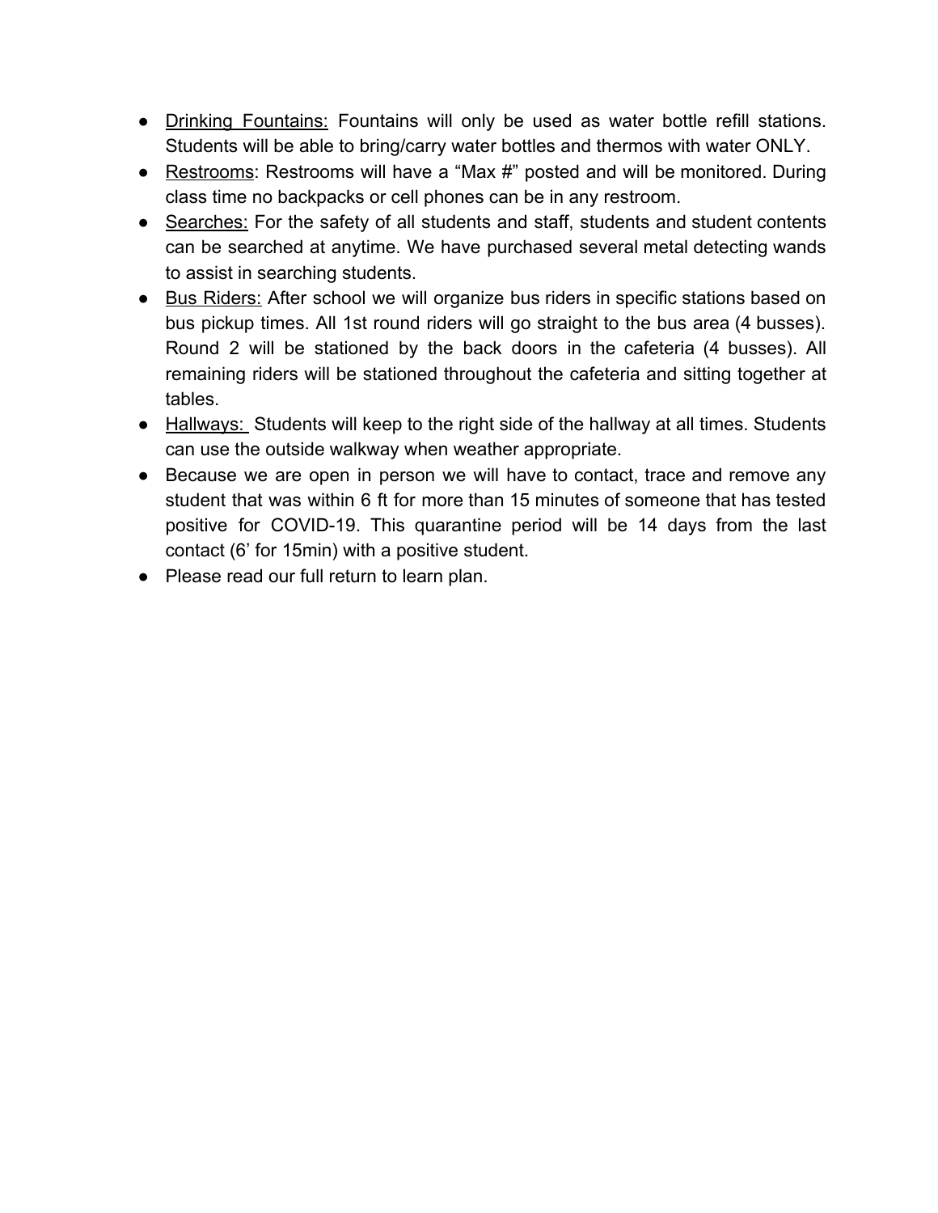- Drinking Fountains: Fountains will only be used as water bottle refill stations. Students will be able to bring/carry water bottles and thermos with water ONLY.
- Restrooms: Restrooms will have a "Max #" posted and will be monitored. During class time no backpacks or cell phones can be in any restroom.
- Searches: For the safety of all students and staff, students and student contents can be searched at anytime. We have purchased several metal detecting wands to assist in searching students.
- Bus Riders: After school we will organize bus riders in specific stations based on bus pickup times. All 1st round riders will go straight to the bus area (4 busses). Round 2 will be stationed by the back doors in the cafeteria (4 busses). All remaining riders will be stationed throughout the cafeteria and sitting together at tables.
- Hallways: Students will keep to the right side of the hallway at all times. Students can use the outside walkway when weather appropriate.
- Because we are open in person we will have to contact, trace and remove any student that was within 6 ft for more than 15 minutes of someone that has tested positive for COVID-19. This quarantine period will be 14 days from the last contact (6' for 15min) with a positive student.
- Please read our full return to learn plan.